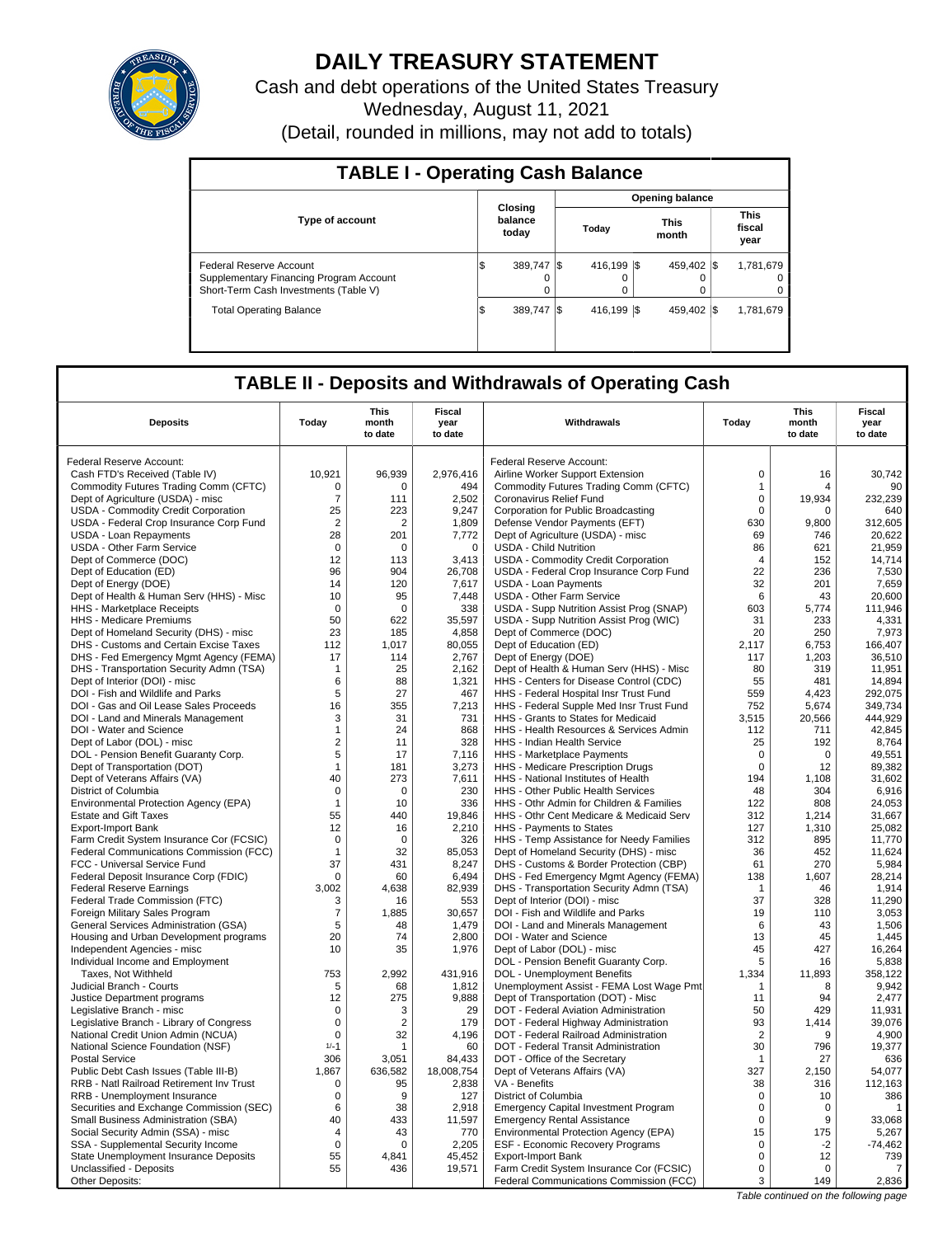# DAILY TREASURY STATEMENT

Cash and debt operations of the United States Treasury

Wednesday, August 11, 2021

(Detail, rounded in millions, may not add to totals)

## TABLE I - Operating Cash Balance

| Type of account | Closing balance today | Opening balance Today | Opening balance This month | Opening balance This fiscal year |
|---|---|---|---|---|
| Federal Reserve Account | $ 389,747 | $ 416,199 | $ 459,402 | $ 1,781,679 |
| Supplementary Financing Program Account | 0 | 0 | 0 | 0 |
| Short-Term Cash Investments (Table V) | 0 | 0 | 0 | 0 |
| Total Operating Balance | $ 389,747 | $ 416,199 | $ 459,402 | $ 1,781,679 |

## TABLE II - Deposits and Withdrawals of Operating Cash

| Deposits | Today | This month to date | Fiscal year to date | Withdrawals | Today | This month to date | Fiscal year to date |
|---|---|---|---|---|---|---|---|
| Federal Reserve Account: | | | | Federal Reserve Account: | | | |
| Cash FTD's Received (Table IV) | 10,921 | 96,939 | 2,976,416 | Airline Worker Support Extension | 0 | 16 | 30,742 |
| Commodity Futures Trading Comm (CFTC) | 0 | 0 | 494 | Commodity Futures Trading Comm (CFTC) | 1 | 4 | 90 |
| Dept of Agriculture (USDA) - misc | 7 | 111 | 2,502 | Coronavirus Relief Fund | 0 | 19,934 | 232,239 |
| USDA - Commodity Credit Corporation | 25 | 223 | 9,247 | Corporation for Public Broadcasting | 0 | 0 | 640 |
| USDA - Federal Crop Insurance Corp Fund | 2 | 2 | 1,809 | Defense Vendor Payments (EFT) | 630 | 9,800 | 312,605 |
| USDA - Loan Repayments | 28 | 201 | 7,772 | Dept of Agriculture (USDA) - misc | 69 | 746 | 20,622 |
| USDA - Other Farm Service | 0 | 0 | 0 | USDA - Child Nutrition | 86 | 621 | 21,959 |
| Dept of Commerce (DOC) | 12 | 113 | 3,413 | USDA - Commodity Credit Corporation | 4 | 152 | 14,714 |
| Dept of Education (ED) | 96 | 904 | 26,708 | USDA - Federal Crop Insurance Corp Fund | 22 | 236 | 7,530 |
| Dept of Energy (DOE) | 14 | 120 | 7,617 | USDA - Loan Payments | 32 | 201 | 7,659 |
| Dept of Health & Human Serv (HHS) - Misc | 10 | 95 | 7,448 | USDA - Other Farm Service | 6 | 43 | 20,600 |
| HHS - Marketplace Receipts | 0 | 0 | 338 | USDA - Supp Nutrition Assist Prog (SNAP) | 603 | 5,774 | 111,946 |
| HHS - Medicare Premiums | 50 | 622 | 35,597 | USDA - Supp Nutrition Assist Prog (WIC) | 31 | 233 | 4,331 |
| Dept of Homeland Security (DHS) - misc | 23 | 185 | 4,858 | Dept of Commerce (DOC) | 20 | 250 | 7,973 |
| DHS - Customs and Certain Excise Taxes | 112 | 1,017 | 80,055 | Dept of Education (ED) | 2,117 | 6,753 | 166,407 |
| DHS - Fed Emergency Mgmt Agency (FEMA) | 17 | 114 | 2,767 | Dept of Energy (DOE) | 117 | 1,203 | 36,510 |
| DHS - Transportation Security Admn (TSA) | 1 | 25 | 2,162 | Dept of Health & Human Serv (HHS) - Misc | 80 | 319 | 11,951 |
| Dept of Interior (DOI) - misc | 6 | 88 | 1,321 | HHS - Centers for Disease Control (CDC) | 55 | 481 | 14,894 |
| DOI - Fish and Wildlife and Parks | 5 | 27 | 467 | HHS - Federal Hospital Insr Trust Fund | 559 | 4,423 | 292,075 |
| DOI - Gas and Oil Lease Sales Proceeds | 16 | 355 | 7,213 | HHS - Federal Supple Med Insr Trust Fund | 752 | 5,674 | 349,734 |
| DOI - Land and Minerals Management | 3 | 31 | 731 | HHS - Grants to States for Medicaid | 3,515 | 20,566 | 444,929 |
| DOI - Water and Science | 1 | 24 | 868 | HHS - Health Resources & Services Admin | 112 | 711 | 42,845 |
| Dept of Labor (DOL) - misc | 2 | 11 | 328 | HHS - Indian Health Service | 25 | 192 | 8,764 |
| DOL - Pension Benefit Guaranty Corp. | 5 | 17 | 7,116 | HHS - Marketplace Payments | 0 | 0 | 49,551 |
| Dept of Transportation (DOT) | 1 | 181 | 3,273 | HHS - Medicare Prescription Drugs | 0 | 12 | 89,382 |
| Dept of Veterans Affairs (VA) | 40 | 273 | 7,611 | HHS - National Institutes of Health | 194 | 1,108 | 31,602 |
| District of Columbia | 0 | 0 | 230 | HHS - Other Public Health Services | 48 | 304 | 6,916 |
| Environmental Protection Agency (EPA) | 1 | 10 | 336 | HHS - Othr Admin for Children & Families | 122 | 808 | 24,053 |
| Estate and Gift Taxes | 55 | 440 | 19,846 | HHS - Othr Cent Medicare & Medicaid Serv | 312 | 1,214 | 31,667 |
| Export-Import Bank | 12 | 16 | 2,210 | HHS - Payments to States | 127 | 1,310 | 25,082 |
| Farm Credit System Insurance Cor (FCSIC) | 0 | 0 | 326 | HHS - Temp Assistance for Needy Families | 312 | 895 | 11,770 |
| Federal Communications Commission (FCC) | 1 | 32 | 85,053 | Dept of Homeland Security (DHS) - misc | 36 | 452 | 11,624 |
| FCC - Universal Service Fund | 37 | 431 | 8,247 | DHS - Customs & Border Protection (CBP) | 61 | 270 | 5,984 |
| Federal Deposit Insurance Corp (FDIC) | 0 | 60 | 6,494 | DHS - Fed Emergency Mgmt Agency (FEMA) | 138 | 1,607 | 28,214 |
| Federal Reserve Earnings | 3,002 | 4,638 | 82,939 | DHS - Transportation Security Admn (TSA) | 1 | 46 | 1,914 |
| Federal Trade Commission (FTC) | 3 | 16 | 553 | Dept of Interior (DOI) - misc | 37 | 328 | 11,290 |
| Foreign Military Sales Program | 7 | 1,885 | 30,657 | DOI - Fish and Wildlife and Parks | 19 | 110 | 3,053 |
| General Services Administration (GSA) | 5 | 48 | 1,479 | DOI - Land and Minerals Management | 6 | 43 | 1,506 |
| Housing and Urban Development programs | 20 | 74 | 2,800 | DOI - Water and Science | 13 | 45 | 1,445 |
| Independent Agencies - misc | 10 | 35 | 1,976 | Dept of Labor (DOL) - misc | 45 | 427 | 16,264 |
| Individual Income and Employment | | | | DOL - Pension Benefit Guaranty Corp. | 5 | 16 | 5,838 |
| Taxes, Not Withheld | 753 | 2,992 | 431,916 | DOL - Unemployment Benefits | 1,334 | 11,893 | 358,122 |
| Judicial Branch - Courts | 5 | 68 | 1,812 | Unemployment Assist - FEMA Lost Wage Pmt | 1 | 8 | 9,942 |
| Justice Department programs | 12 | 275 | 9,888 | Dept of Transportation (DOT) - Misc | 11 | 94 | 2,477 |
| Legislative Branch - misc | 0 | 3 | 29 | DOT - Federal Aviation Administration | 50 | 429 | 11,931 |
| Legislative Branch - Library of Congress | 0 | 2 | 179 | DOT - Federal Highway Administration | 93 | 1,414 | 39,076 |
| National Credit Union Admin (NCUA) | 0 | 32 | 4,196 | DOT - Federal Railroad Administration | 2 | 9 | 4,900 |
| National Science Foundation (NSF) | 1/-1 | 1 | 60 | DOT - Federal Transit Administration | 30 | 796 | 19,377 |
| Postal Service | 306 | 3,051 | 84,433 | DOT - Office of the Secretary | 1 | 27 | 636 |
| Public Debt Cash Issues (Table III-B) | 1,867 | 636,582 | 18,008,754 | Dept of Veterans Affairs (VA) | 327 | 2,150 | 54,077 |
| RRB - Natl Railroad Retirement Inv Trust | 0 | 95 | 2,838 | VA - Benefits | 38 | 316 | 112,163 |
| RRB - Unemployment Insurance | 0 | 9 | 127 | District of Columbia | 0 | 10 | 386 |
| Securities and Exchange Commission (SEC) | 6 | 38 | 2,918 | Emergency Capital Investment Program | 0 | 0 | 1 |
| Small Business Administration (SBA) | 40 | 433 | 11,597 | Emergency Rental Assistance | 0 | 9 | 33,068 |
| Social Security Admin (SSA) - misc | 4 | 43 | 770 | Environmental Protection Agency (EPA) | 15 | 175 | 5,267 |
| SSA - Supplemental Security Income | 0 | 0 | 2,205 | ESF - Economic Recovery Programs | 0 | -2 | -74,462 |
| State Unemployment Insurance Deposits | 55 | 4,841 | 45,452 | Export-Import Bank | 0 | 12 | 739 |
| Unclassified - Deposits | 55 | 436 | 19,571 | Farm Credit System Insurance Cor (FCSIC) | 0 | 0 | 7 |
| Other Deposits: | | | | Federal Communications Commission (FCC) | 3 | 149 | 2,836 |

*Table continued on the following page*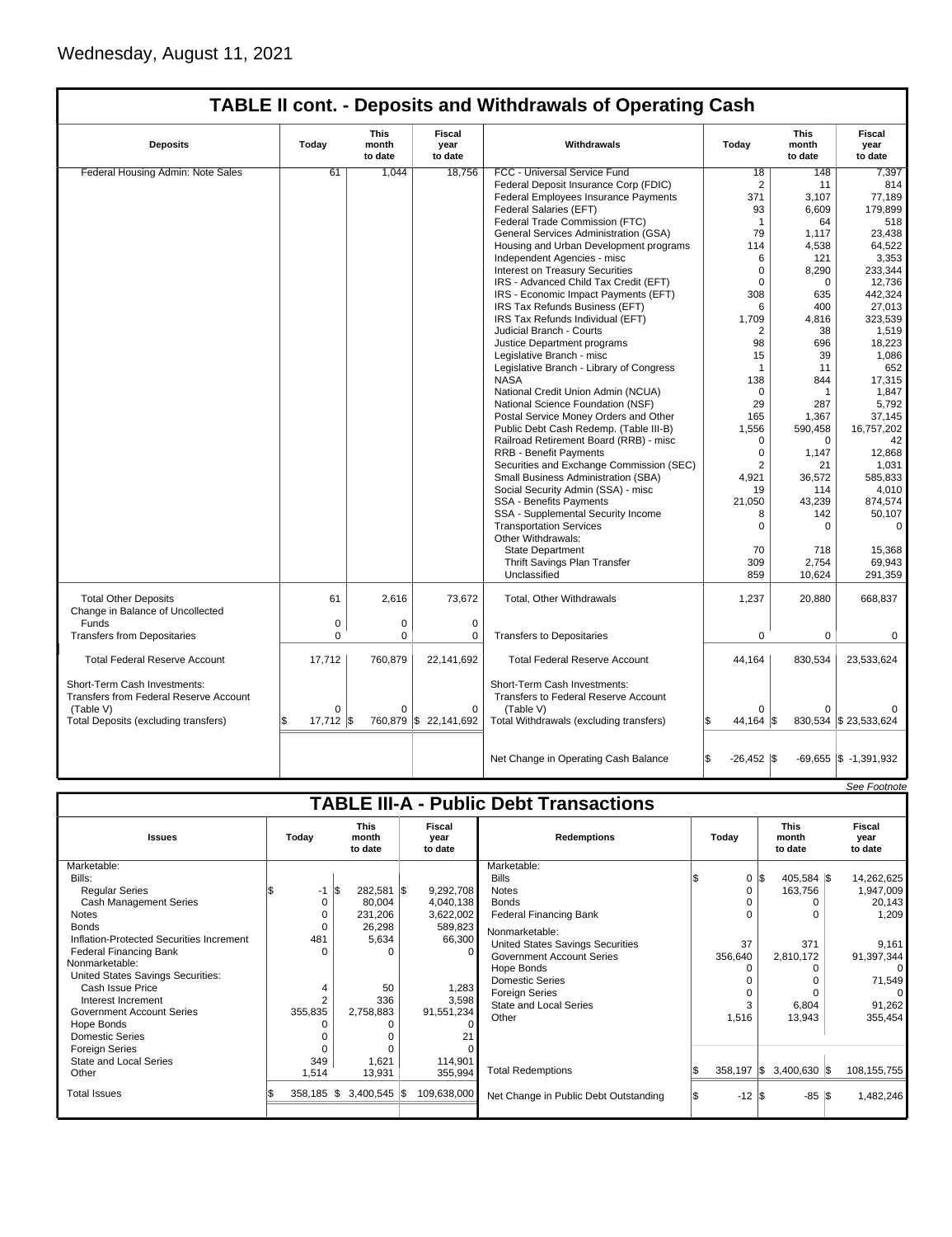Wednesday, August 11, 2021

## TABLE II cont. - Deposits and Withdrawals of Operating Cash

| Deposits | Today | This month to date | Fiscal year to date | Withdrawals | Today | This month to date | Fiscal year to date |
|---|---|---|---|---|---|---|---|
| Federal Housing Admin: Note Sales | 61 | 1,044 | 18,756 | FCC - Universal Service Fund | 18 | 148 | 7,397 |
| | | | | Federal Deposit Insurance Corp (FDIC) | 2 | 11 | 814 |
| | | | | Federal Employees Insurance Payments | 371 | 3,107 | 77,189 |
| | | | | Federal Salaries (EFT) | 93 | 6,609 | 179,899 |
| | | | | Federal Trade Commission (FTC) | 1 | 64 | 518 |
| | | | | General Services Administration (GSA) | 79 | 1,117 | 23,438 |
| | | | | Housing and Urban Development programs | 114 | 4,538 | 64,522 |
| | | | | Independent Agencies - misc | 6 | 121 | 3,353 |
| | | | | Interest on Treasury Securities | 0 | 8,290 | 233,344 |
| | | | | IRS - Advanced Child Tax Credit (EFT) | 0 | 0 | 12,736 |
| | | | | IRS - Economic Impact Payments (EFT) | 308 | 635 | 442,324 |
| | | | | IRS Tax Refunds Business (EFT) | 6 | 400 | 27,013 |
| | | | | IRS Tax Refunds Individual (EFT) | 1,709 | 4,816 | 323,539 |
| | | | | Judicial Branch - Courts | 2 | 38 | 1,519 |
| | | | | Justice Department programs | 98 | 696 | 18,223 |
| | | | | Legislative Branch - misc | 15 | 39 | 1,086 |
| | | | | Legislative Branch - Library of Congress | 1 | 11 | 652 |
| | | | | NASA | 138 | 844 | 17,315 |
| | | | | National Credit Union Admin (NCUA) | 0 | 1 | 1,847 |
| | | | | National Science Foundation (NSF) | 29 | 287 | 5,792 |
| | | | | Postal Service Money Orders and Other | 165 | 1,367 | 37,145 |
| | | | | Public Debt Cash Redemp. (Table III-B) | 1,556 | 590,458 | 16,757,202 |
| | | | | Railroad Retirement Board (RRB) - misc | 0 | 0 | 42 |
| | | | | RRB - Benefit Payments | 0 | 1,147 | 12,868 |
| | | | | Securities and Exchange Commission (SEC) | 2 | 21 | 1,031 |
| | | | | Small Business Administration (SBA) | 4,921 | 36,572 | 585,833 |
| | | | | Social Security Admin (SSA) - misc | 19 | 114 | 4,010 |
| | | | | SSA - Benefits Payments | 21,050 | 43,239 | 874,574 |
| | | | | SSA - Supplemental Security Income | 8 | 142 | 50,107 |
| | | | | Transportation Services | 0 | 0 | 0 |
| | | | | Other Withdrawals: | | | |
| | | | | State Department | 70 | 718 | 15,368 |
| | | | | Thrift Savings Plan Transfer | 309 | 2,754 | 69,943 |
| | | | | Unclassified | 859 | 10,624 | 291,359 |
| Total Other Deposits | 61 | 2,616 | 73,672 | Total, Other Withdrawals | 1,237 | 20,880 | 668,837 |
| Change in Balance of Uncollected Funds | 0 | 0 | 0 | | | | |
| Transfers from Depositaries | 0 | 0 | 0 | Transfers to Depositaries | 0 | 0 | 0 |
| Total Federal Reserve Account | 17,712 | 760,879 | 22,141,692 | Total Federal Reserve Account | 44,164 | 830,534 | 23,533,624 |
| Short-Term Cash Investments: Transfers from Federal Reserve Account (Table V) | 0 | 0 | 0 | Short-Term Cash Investments: Transfers to Federal Reserve Account (Table V) | 0 | 0 | 0 |
| Total Deposits (excluding transfers) | $ 17,712 | $ 760,879 | $ 22,141,692 | Total Withdrawals (excluding transfers) | $ 44,164 | $ 830,534 | $ 23,533,624 |
| | | | | Net Change in Operating Cash Balance | $ -26,452 | $ -69,655 | $ -1,391,932 |

*See Footnote*

## TABLE III-A - Public Debt Transactions

| Issues | Today | This month to date | Fiscal year to date | Redemptions | Today | This month to date | Fiscal year to date |
|---|---|---|---|---|---|---|---|
| Marketable: | | | | Marketable: | | | |
| Bills: | | | | Bills | $ 0 | $ 405,584 | $ 14,262,625 |
| Regular Series | $ -1 | $ 282,581 | $ 9,292,708 | Notes | 0 | 163,756 | 1,947,009 |
| Cash Management Series | 0 | 80,004 | 4,040,138 | Bonds | 0 | 0 | 20,143 |
| Notes | 0 | 231,206 | 3,622,002 | Federal Financing Bank | 0 | 0 | 1,209 |
| Bonds | 0 | 26,298 | 589,823 | Nonmarketable: | | | |
| Inflation-Protected Securities Increment | 481 | 5,634 | 66,300 | United States Savings Securities | 37 | 371 | 9,161 |
| Federal Financing Bank | 0 | 0 | 0 | Government Account Series | 356,640 | 2,810,172 | 91,397,344 |
| Nonmarketable: | | | | Hope Bonds | 0 | 0 | 0 |
| United States Savings Securities: | | | | Domestic Series | 0 | 0 | 71,549 |
| Cash Issue Price | 4 | 50 | 1,283 | Foreign Series | 0 | 0 | 0 |
| Interest Increment | 2 | 336 | 3,598 | State and Local Series | 3 | 6,804 | 91,262 |
| Government Account Series | 355,835 | 2,758,883 | 91,551,234 | Other | 1,516 | 13,943 | 355,454 |
| Hope Bonds | 0 | 0 | 0 | | | | |
| Domestic Series | 0 | 0 | 21 | | | | |
| Foreign Series | 0 | 0 | 0 | | | | |
| State and Local Series | 349 | 1,621 | 114,901 | | | | |
| Other | 1,514 | 13,931 | 355,994 | Total Redemptions | $ 358,197 | $ 3,400,630 | $ 108,155,755 |
| Total Issues | $ 358,185 | $ 3,400,545 | $ 109,638,000 | Net Change in Public Debt Outstanding | $ -12 | $ -85 | $ 1,482,246 |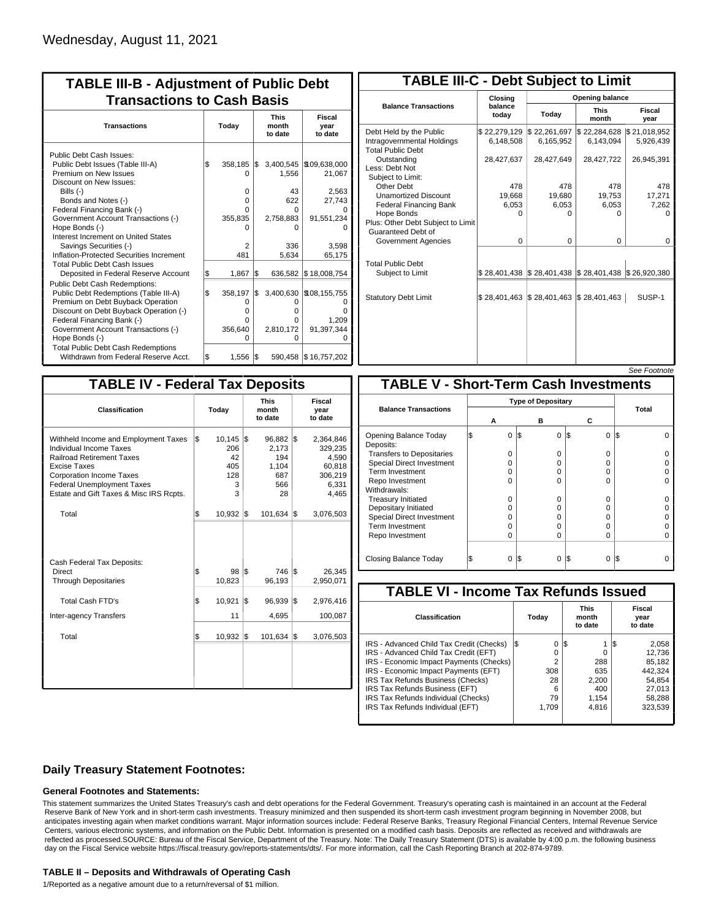Wednesday, August 11, 2021

## TABLE III-B - Adjustment of Public Debt Transactions to Cash Basis

| Transactions | Today | This month to date | Fiscal year to date |
|---|---|---|---|
| Public Debt Cash Issues: | | | |
| Public Debt Issues (Table III-A) | $ 358,185 | $ 3,400,545 | $ 109,638,000 |
| Premium on New Issues | 0 | 1,556 | 21,067 |
| Discount on New Issues: | | | |
| Bills (-) | 0 | 43 | 2,563 |
| Bonds and Notes (-) | 0 | 622 | 27,743 |
| Federal Financing Bank (-) | 0 | 0 | 0 |
| Government Account Transactions (-) | 355,835 | 2,758,883 | 91,551,234 |
| Hope Bonds (-) | 0 | 0 | 0 |
| Interest Increment on United States Savings Securities (-) | 2 | 336 | 3,598 |
| Inflation-Protected Securities Increment | 481 | 5,634 | 65,175 |
| Total Public Debt Cash Issues Deposited in Federal Reserve Account | $ 1,867 | $ 636,582 | $ 18,008,754 |
| Public Debt Cash Redemptions: | | | |
| Public Debt Redemptions (Table III-A) | $ 358,197 | $ 3,400,630 | $ 108,155,755 |
| Premium on Debt Buyback Operation | 0 | 0 | 0 |
| Discount on Debt Buyback Operation (-) | 0 | 0 | 0 |
| Federal Financing Bank (-) | 0 | 0 | 1,209 |
| Government Account Transactions (-) | 356,640 | 2,810,172 | 91,397,344 |
| Hope Bonds (-) | 0 | 0 | 0 |
| Total Public Debt Cash Redemptions Withdrawn from Federal Reserve Acct. | $ 1,556 | $ 590,458 | $ 16,757,202 |

## TABLE III-C - Debt Subject to Limit

| Balance Transactions | Closing balance today | Opening balance Today | Opening balance This month | Opening balance Fiscal year |
|---|---|---|---|---|
| Debt Held by the Public | $ 22,279,129 | $ 22,261,697 | $ 22,284,628 | $ 21,018,952 |
| Intragovernmental Holdings | 6,148,508 | 6,165,952 | 6,143,094 | 5,926,439 |
| Total Public Debt Outstanding | 28,427,637 | 28,427,649 | 28,427,722 | 26,945,391 |
| Less: Debt Not Subject to Limit: | | | | |
| Other Debt | 478 | 478 | 478 | 478 |
| Unamortized Discount | 19,668 | 19,680 | 19,753 | 17,271 |
| Federal Financing Bank | 6,053 | 6,053 | 6,053 | 7,262 |
| Hope Bonds | 0 | 0 | 0 | 0 |
| Plus: Other Debt Subject to Limit | | | | |
| Guaranteed Debt of Government Agencies | 0 | 0 | 0 | 0 |
| Total Public Debt Subject to Limit | $ 28,401,438 | $ 28,401,438 | $ 28,401,438 | $ 26,920,380 |
| Statutory Debt Limit | $ 28,401,463 | $ 28,401,463 | $ 28,401,463 | SUSP-1 |

*See Footnote*

## TABLE IV - Federal Tax Deposits

| Classification | Today | This month to date | Fiscal year to date |
|---|---|---|---|
| Withheld Income and Employment Taxes | $ 10,145 | $ 96,882 | $ 2,364,846 |
| Individual Income Taxes | 206 | 2,173 | 329,235 |
| Railroad Retirement Taxes | 42 | 194 | 4,590 |
| Excise Taxes | 405 | 1,104 | 60,818 |
| Corporation Income Taxes | 128 | 687 | 306,219 |
| Federal Unemployment Taxes | 3 | 566 | 6,331 |
| Estate and Gift Taxes & Misc IRS Rcpts. | 3 | 28 | 4,465 |
| Total | $ 10,932 | $ 101,634 | $ 3,076,503 |
| Cash Federal Tax Deposits: | | | |
| Direct | $ 98 | $ 746 | $ 26,345 |
| Through Depositaries | 10,823 | 96,193 | 2,950,071 |
| Total Cash FTD's | $ 10,921 | $ 96,939 | $ 2,976,416 |
| Inter-agency Transfers | 11 | 4,695 | 100,087 |
| Total | $ 10,932 | $ 101,634 | $ 3,076,503 |

## TABLE V - Short-Term Cash Investments

| Balance Transactions | Type of Depositary A | Type of Depositary B | Type of Depositary C | Total |
|---|---|---|---|---|
| Opening Balance Today | $ 0 | $ 0 | $ 0 | $ 0 |
| Deposits: | | | | |
| Transfers to Depositaries | 0 | 0 | 0 | 0 |
| Special Direct Investment | 0 | 0 | 0 | 0 |
| Term Investment | 0 | 0 | 0 | 0 |
| Repo Investment | 0 | 0 | 0 | 0 |
| Withdrawals: | | | | |
| Treasury Initiated | 0 | 0 | 0 | 0 |
| Depositary Initiated | 0 | 0 | 0 | 0 |
| Special Direct Investment | 0 | 0 | 0 | 0 |
| Term Investment | 0 | 0 | 0 | 0 |
| Repo Investment | 0 | 0 | 0 | 0 |
| Closing Balance Today | $ 0 | $ 0 | $ 0 | $ 0 |

## TABLE VI - Income Tax Refunds Issued

| Classification | Today | This month to date | Fiscal year to date |
|---|---|---|---|
| IRS - Advanced Child Tax Credit (Checks) | $ 0 | $ 1 | $ 2,058 |
| IRS - Advanced Child Tax Credit (EFT) | 0 | 0 | 12,736 |
| IRS - Economic Impact Payments (Checks) | 2 | 288 | 85,182 |
| IRS - Economic Impact Payments (EFT) | 308 | 635 | 442,324 |
| IRS Tax Refunds Business (Checks) | 28 | 2,200 | 54,854 |
| IRS Tax Refunds Business (EFT) | 6 | 400 | 27,013 |
| IRS Tax Refunds Individual (Checks) | 79 | 1,154 | 58,288 |
| IRS Tax Refunds Individual (EFT) | 1,709 | 4,816 | 323,539 |

## Daily Treasury Statement Footnotes:

### General Footnotes and Statements:

This statement summarizes the United States Treasury's cash and debt operations for the Federal Government. Treasury's operating cash is maintained in an account at the Federal Reserve Bank of New York and in short-term cash investments. Treasury minimized and then suspended its short-term cash investment program beginning in November 2008, but anticipates investing again when market conditions warrant. Major information sources include: Federal Reserve Banks, Treasury Regional Financial Centers, Internal Revenue Service Centers, various electronic systems, and information on the Public Debt. Information is presented on a modified cash basis. Deposits are reflected as received and withdrawals are reflected as processed.SOURCE: Bureau of the Fiscal Service, Department of the Treasury. Note: The Daily Treasury Statement (DTS) is available by 4:00 p.m. the following business day on the Fiscal Service website https://fiscal.treasury.gov/reports-statements/dts/. For more information, call the Cash Reporting Branch at 202-874-9789.

### TABLE II – Deposits and Withdrawals of Operating Cash

1/Reported as a negative amount due to a return/reversal of $1 million.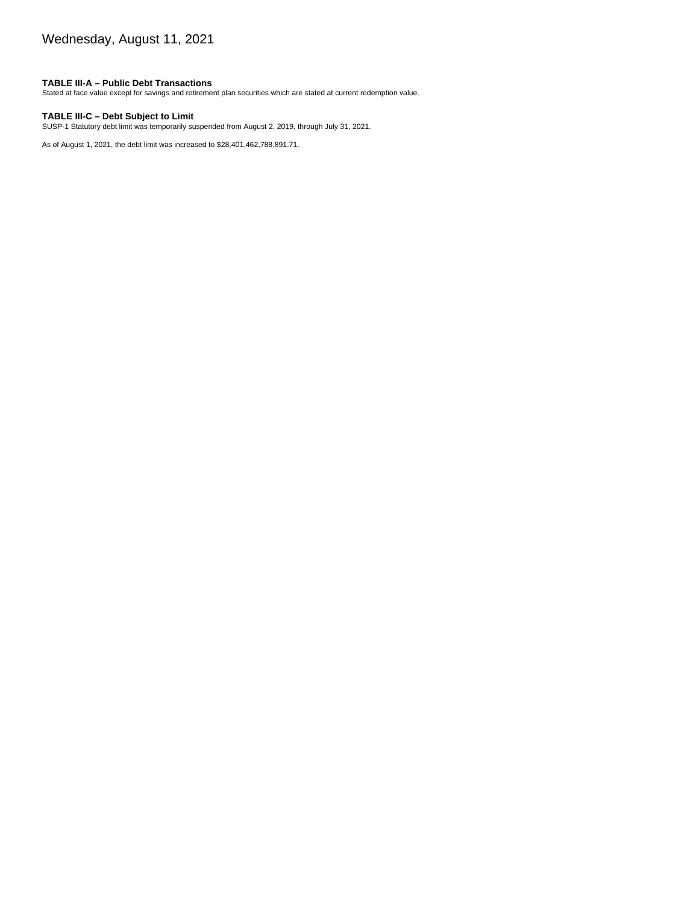Wednesday, August 11, 2021

**TABLE III-A – Public Debt Transactions**

Stated at face value except for savings and retirement plan securities which are stated at current redemption value.

**TABLE III-C – Debt Subject to Limit**

SUSP-1 Statutory debt limit was temporarily suspended from August 2, 2019, through July 31, 2021.

As of August 1, 2021, the debt limit was increased to $28,401,462,788,891.71.